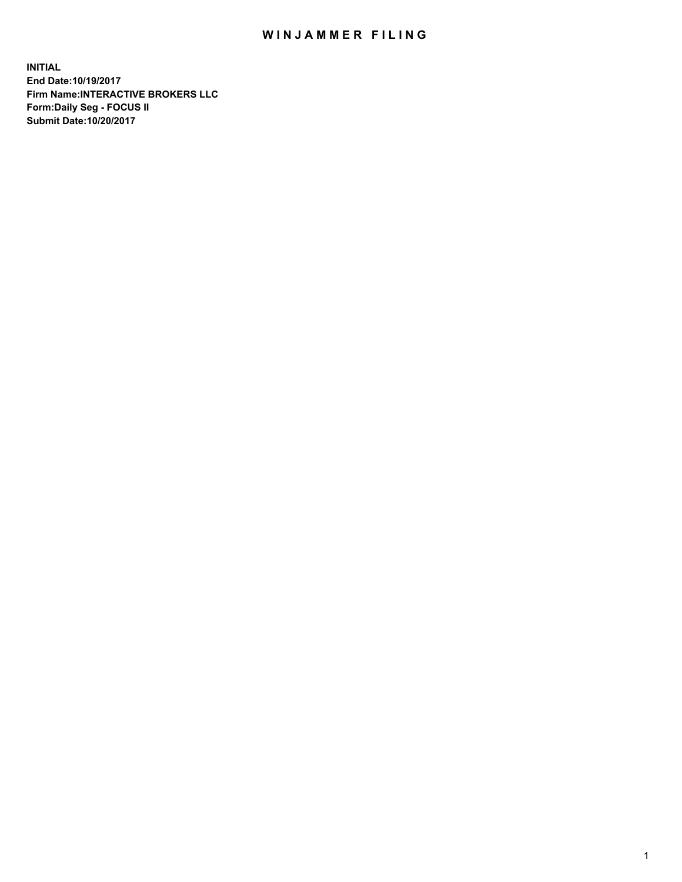# WINJAMMER FILING

**INITIAL**
**End Date:10/19/2017**
**Firm Name:INTERACTIVE BROKERS LLC**
**Form:Daily Seg - FOCUS II**
**Submit Date:10/20/2017**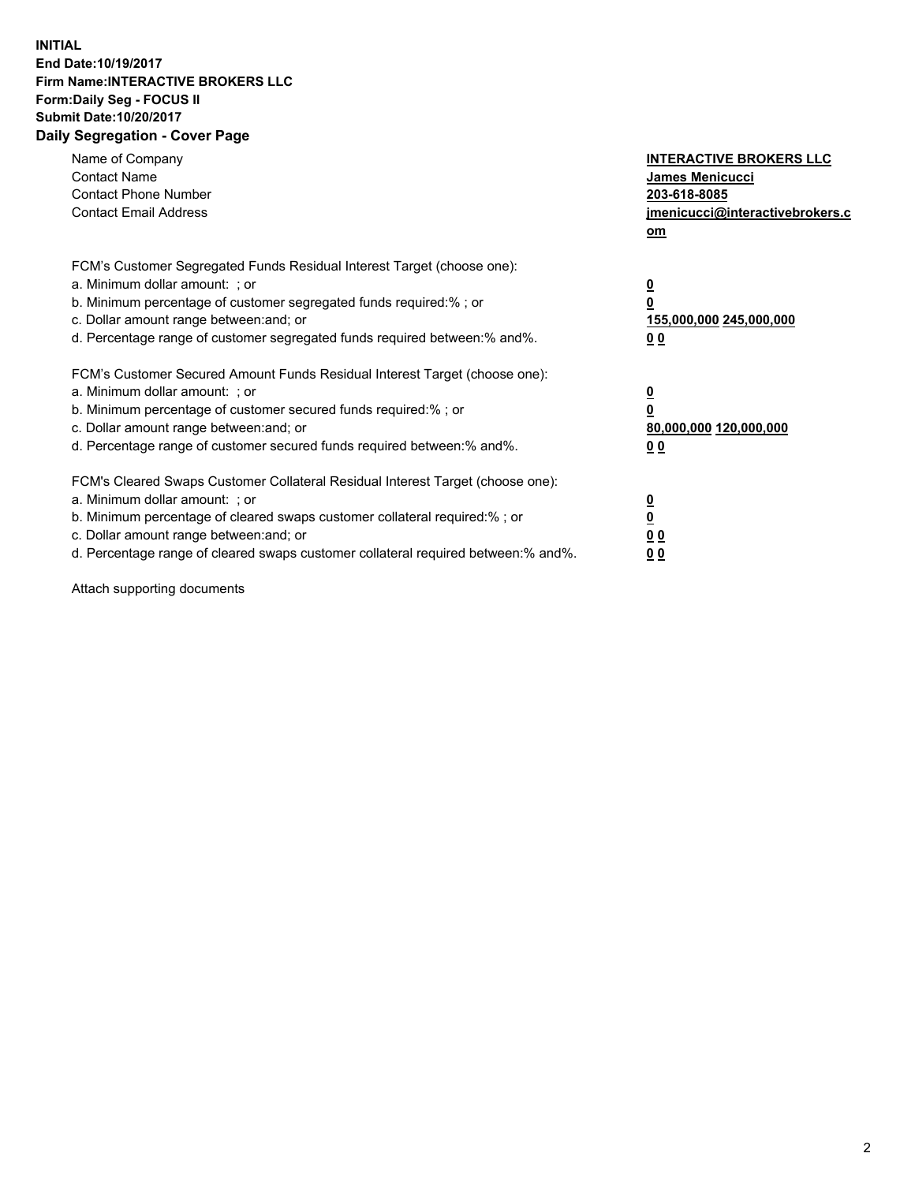**INITIAL**
**End Date:10/19/2017**
**Firm Name:INTERACTIVE BROKERS LLC**
**Form:Daily Seg - FOCUS II**
**Submit Date:10/20/2017**
**Daily Segregation - Cover Page**

| | |
|---|---|
| Name of Company | **INTERACTIVE BROKERS LLC** |
| Contact Name | **James Menicucci** |
| Contact Phone Number | **203-618-8085** |
| Contact Email Address | **jmenicucci@interactivebrokers.com** |

FCM's Customer Segregated Funds Residual Interest Target (choose one):

| | |
|---|---|
| a. Minimum dollar amount: ; or | **0** |
| b. Minimum percentage of customer segregated funds required:% ; or | **0** |
| c. Dollar amount range between:and; or | **155,000,000 245,000,000** |
| d. Percentage range of customer segregated funds required between:% and%. | **0 0** |

FCM's Customer Secured Amount Funds Residual Interest Target (choose one):

| | |
|---|---|
| a. Minimum dollar amount: ; or | **0** |
| b. Minimum percentage of customer secured funds required:% ; or | **0** |
| c. Dollar amount range between:and; or | **80,000,000 120,000,000** |
| d. Percentage range of customer secured funds required between:% and%. | **0 0** |

FCM's Cleared Swaps Customer Collateral Residual Interest Target (choose one):

| | |
|---|---|
| a. Minimum dollar amount: ; or | **0** |
| b. Minimum percentage of cleared swaps customer collateral required:% ; or | **0** |
| c. Dollar amount range between:and; or | **0 0** |
| d. Percentage range of cleared swaps customer collateral required between:% and%. | **0 0** |

Attach supporting documents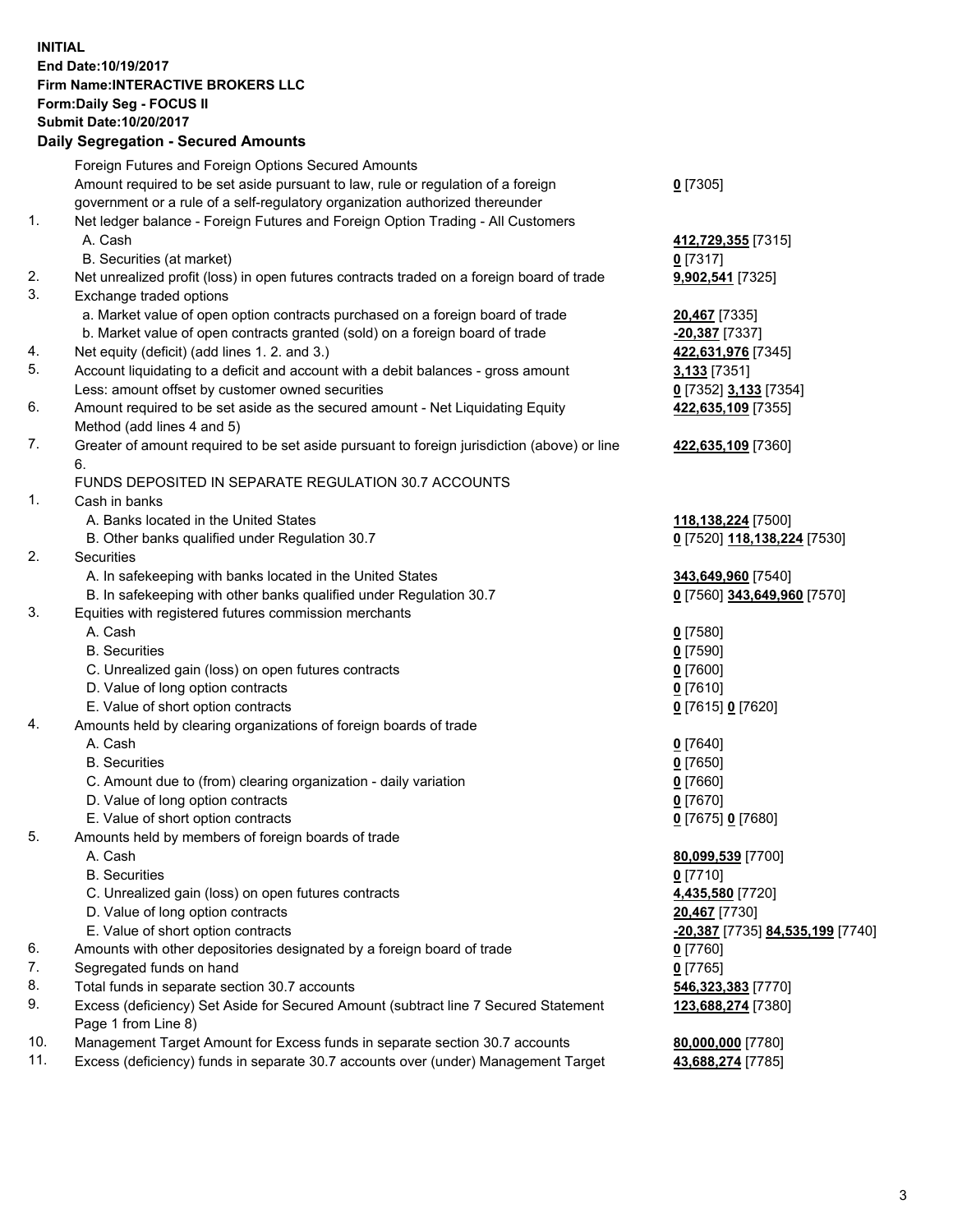**INITIAL**
**End Date:10/19/2017**
**Firm Name:INTERACTIVE BROKERS LLC**
**Form:Daily Seg - FOCUS II**
**Submit Date:10/20/2017**

## Daily Segregation - Secured Amounts

| | | |
|---|---|---|
| | Foreign Futures and Foreign Options Secured Amounts | |
| | Amount required to be set aside pursuant to law, rule or regulation of a foreign government or a rule of a self-regulatory organization authorized thereunder | **0** [7305] |
| 1. | Net ledger balance - Foreign Futures and Foreign Option Trading - All Customers | |
| | A. Cash | **412,729,355** [7315] |
| | B. Securities (at market) | **0** [7317] |
| 2. | Net unrealized profit (loss) in open futures contracts traded on a foreign board of trade | **9,902,541** [7325] |
| 3. | Exchange traded options | |
| | a. Market value of open option contracts purchased on a foreign board of trade | **20,467** [7335] |
| | b. Market value of open contracts granted (sold) on a foreign board of trade | **-20,387** [7337] |
| 4. | Net equity (deficit) (add lines 1. 2. and 3.) | **422,631,976** [7345] |
| 5. | Account liquidating to a deficit and account with a debit balances - gross amount | **3,133** [7351] |
| | Less: amount offset by customer owned securities | **0** [7352] **3,133** [7354] |
| 6. | Amount required to be set aside as the secured amount - Net Liquidating Equity Method (add lines 4 and 5) | **422,635,109** [7355] |
| 7. | Greater of amount required to be set aside pursuant to foreign jurisdiction (above) or line 6. | **422,635,109** [7360] |
| | FUNDS DEPOSITED IN SEPARATE REGULATION 30.7 ACCOUNTS | |
| 1. | Cash in banks | |
| | A. Banks located in the United States | **118,138,224** [7500] |
| | B. Other banks qualified under Regulation 30.7 | **0** [7520] **118,138,224** [7530] |
| 2. | Securities | |
| | A. In safekeeping with banks located in the United States | **343,649,960** [7540] |
| | B. In safekeeping with other banks qualified under Regulation 30.7 | **0** [7560] **343,649,960** [7570] |
| 3. | Equities with registered futures commission merchants | |
| | A. Cash | **0** [7580] |
| | B. Securities | **0** [7590] |
| | C. Unrealized gain (loss) on open futures contracts | **0** [7600] |
| | D. Value of long option contracts | **0** [7610] |
| | E. Value of short option contracts | **0** [7615] **0** [7620] |
| 4. | Amounts held by clearing organizations of foreign boards of trade | |
| | A. Cash | **0** [7640] |
| | B. Securities | **0** [7650] |
| | C. Amount due to (from) clearing organization - daily variation | **0** [7660] |
| | D. Value of long option contracts | **0** [7670] |
| | E. Value of short option contracts | **0** [7675] **0** [7680] |
| 5. | Amounts held by members of foreign boards of trade | |
| | A. Cash | **80,099,539** [7700] |
| | B. Securities | **0** [7710] |
| | C. Unrealized gain (loss) on open futures contracts | **4,435,580** [7720] |
| | D. Value of long option contracts | **20,467** [7730] |
| | E. Value of short option contracts | **-20,387** [7735] **84,535,199** [7740] |
| 6. | Amounts with other depositories designated by a foreign board of trade | **0** [7760] |
| 7. | Segregated funds on hand | **0** [7765] |
| 8. | Total funds in separate section 30.7 accounts | **546,323,383** [7770] |
| 9. | Excess (deficiency) Set Aside for Secured Amount (subtract line 7 Secured Statement Page 1 from Line 8) | **123,688,274** [7380] |
| 10. | Management Target Amount for Excess funds in separate section 30.7 accounts | **80,000,000** [7780] |
| 11. | Excess (deficiency) funds in separate 30.7 accounts over (under) Management Target | **43,688,274** [7785] |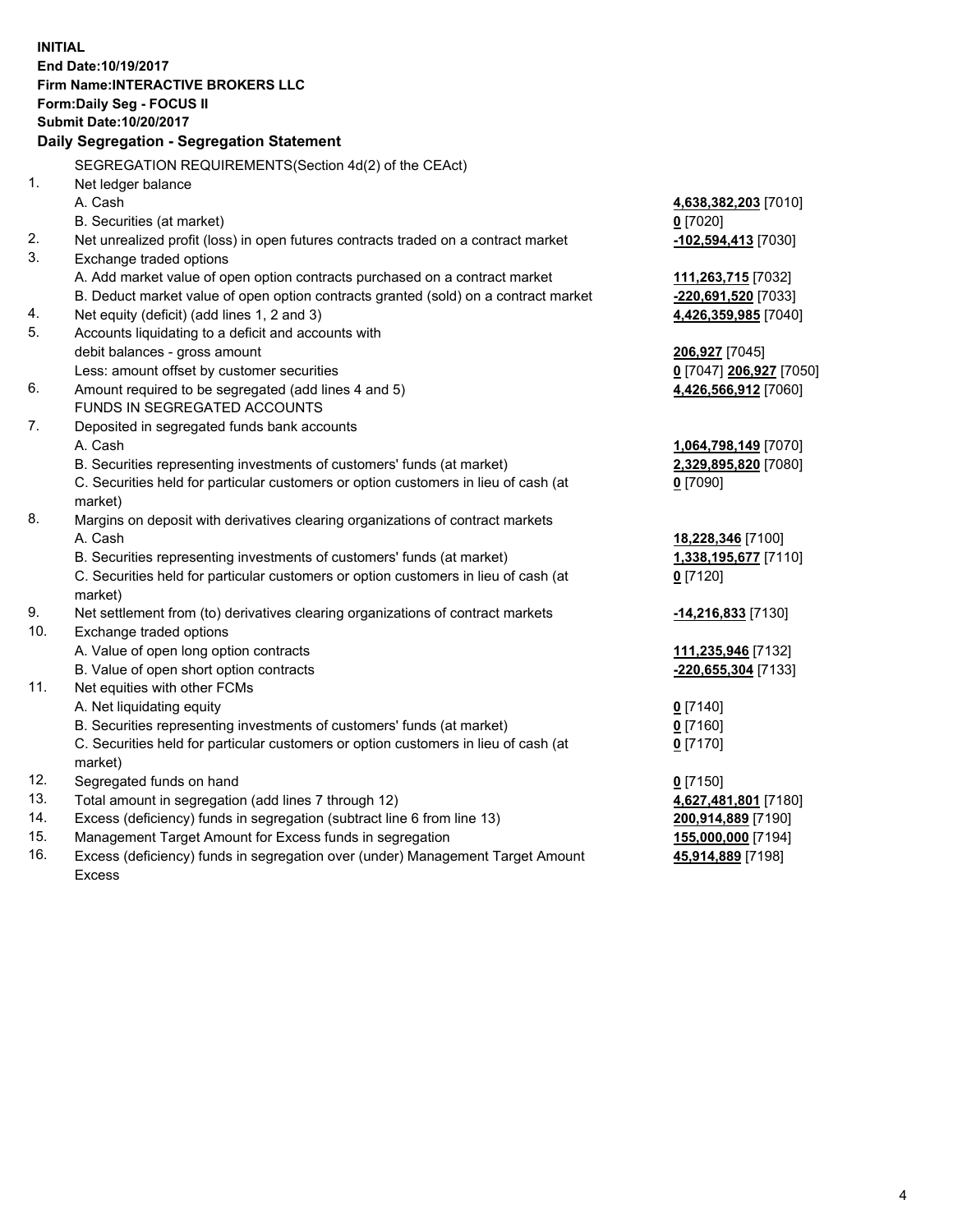**INITIAL**
**End Date:10/19/2017**
**Firm Name:INTERACTIVE BROKERS LLC**
**Form:Daily Seg - FOCUS II**
**Submit Date:10/20/2017**
**Daily Segregation - Segregation Statement**

SEGREGATION REQUIREMENTS(Section 4d(2) of the CEAct)

| | | |
|---|---|---|
| 1. | Net ledger balance | |
| | A. Cash | **4,638,382,203** [7010] |
| | B. Securities (at market) | **0** [7020] |
| 2. | Net unrealized profit (loss) in open futures contracts traded on a contract market | **-102,594,413** [7030] |
| 3. | Exchange traded options | |
| | A. Add market value of open option contracts purchased on a contract market | **111,263,715** [7032] |
| | B. Deduct market value of open option contracts granted (sold) on a contract market | **-220,691,520** [7033] |
| 4. | Net equity (deficit) (add lines 1, 2 and 3) | **4,426,359,985** [7040] |
| 5. | Accounts liquidating to a deficit and accounts with debit balances - gross amount | **206,927** [7045] |
| | Less: amount offset by customer securities | **0** [7047] **206,927** [7050] |
| 6. | Amount required to be segregated (add lines 4 and 5) | **4,426,566,912** [7060] |
| | FUNDS IN SEGREGATED ACCOUNTS | |
| 7. | Deposited in segregated funds bank accounts | |
| | A. Cash | **1,064,798,149** [7070] |
| | B. Securities representing investments of customers' funds (at market) | **2,329,895,820** [7080] |
| | C. Securities held for particular customers or option customers in lieu of cash (at market) | **0** [7090] |
| 8. | Margins on deposit with derivatives clearing organizations of contract markets | |
| | A. Cash | **18,228,346** [7100] |
| | B. Securities representing investments of customers' funds (at market) | **1,338,195,677** [7110] |
| | C. Securities held for particular customers or option customers in lieu of cash (at market) | **0** [7120] |
| 9. | Net settlement from (to) derivatives clearing organizations of contract markets | **-14,216,833** [7130] |
| 10. | Exchange traded options | |
| | A. Value of open long option contracts | **111,235,946** [7132] |
| | B. Value of open short option contracts | **-220,655,304** [7133] |
| 11. | Net equities with other FCMs | |
| | A. Net liquidating equity | **0** [7140] |
| | B. Securities representing investments of customers' funds (at market) | **0** [7160] |
| | C. Securities held for particular customers or option customers in lieu of cash (at market) | **0** [7170] |
| 12. | Segregated funds on hand | **0** [7150] |
| 13. | Total amount in segregation (add lines 7 through 12) | **4,627,481,801** [7180] |
| 14. | Excess (deficiency) funds in segregation (subtract line 6 from line 13) | **200,914,889** [7190] |
| 15. | Management Target Amount for Excess funds in segregation | **155,000,000** [7194] |
| 16. | Excess (deficiency) funds in segregation over (under) Management Target Amount Excess | **45,914,889** [7198] |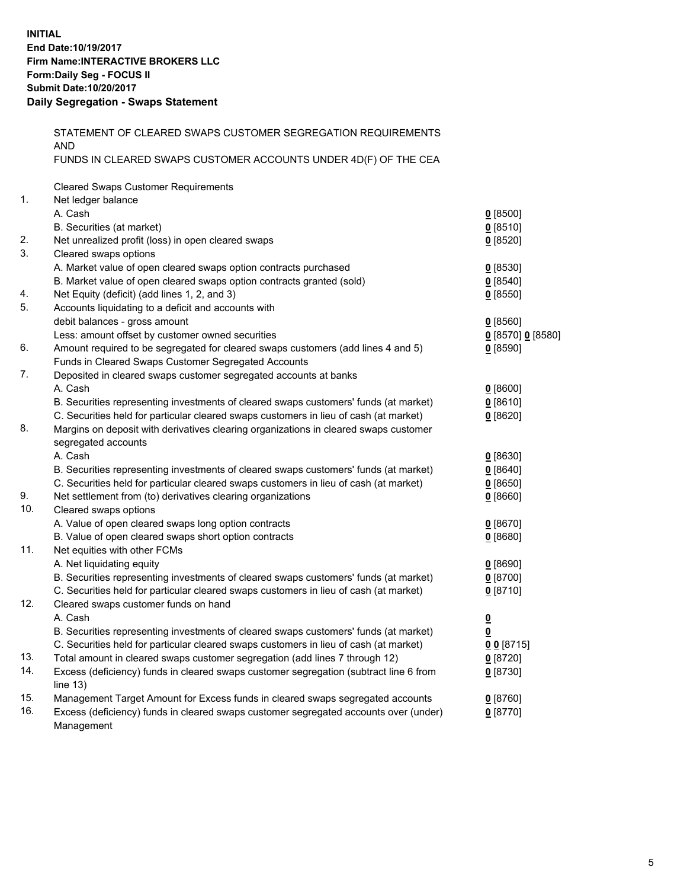**INITIAL**
**End Date:10/19/2017**
**Firm Name:INTERACTIVE BROKERS LLC**
**Form:Daily Seg - FOCUS II**
**Submit Date:10/20/2017**
**Daily Segregation - Swaps Statement**

STATEMENT OF CLEARED SWAPS CUSTOMER SEGREGATION REQUIREMENTS AND FUNDS IN CLEARED SWAPS CUSTOMER ACCOUNTS UNDER 4D(F) OF THE CEA

| | | |
|---|---|---|
| | Cleared Swaps Customer Requirements | |
| 1. | Net ledger balance | |
| | A. Cash | 0 [8500] |
| | B. Securities (at market) | 0 [8510] |
| 2. | Net unrealized profit (loss) in open cleared swaps | 0 [8520] |
| 3. | Cleared swaps options | |
| | A. Market value of open cleared swaps option contracts purchased | 0 [8530] |
| | B. Market value of open cleared swaps option contracts granted (sold) | 0 [8540] |
| 4. | Net Equity (deficit) (add lines 1, 2, and 3) | 0 [8550] |
| 5. | Accounts liquidating to a deficit and accounts with debit balances - gross amount | 0 [8560] |
| | Less: amount offset by customer owned securities | 0 [8570] 0 [8580] |
| 6. | Amount required to be segregated for cleared swaps customers (add lines 4 and 5) | 0 [8590] |
| | Funds in Cleared Swaps Customer Segregated Accounts | |
| 7. | Deposited in cleared swaps customer segregated accounts at banks | |
| | A. Cash | 0 [8600] |
| | B. Securities representing investments of cleared swaps customers' funds (at market) | 0 [8610] |
| | C. Securities held for particular cleared swaps customers in lieu of cash (at market) | 0 [8620] |
| 8. | Margins on deposit with derivatives clearing organizations in cleared swaps customer segregated accounts | |
| | A. Cash | 0 [8630] |
| | B. Securities representing investments of cleared swaps customers' funds (at market) | 0 [8640] |
| | C. Securities held for particular cleared swaps customers in lieu of cash (at market) | 0 [8650] |
| 9. | Net settlement from (to) derivatives clearing organizations | 0 [8660] |
| 10. | Cleared swaps options | |
| | A. Value of open cleared swaps long option contracts | 0 [8670] |
| | B. Value of open cleared swaps short option contracts | 0 [8680] |
| 11. | Net equities with other FCMs | |
| | A. Net liquidating equity | 0 [8690] |
| | B. Securities representing investments of cleared swaps customers' funds (at market) | 0 [8700] |
| | C. Securities held for particular cleared swaps customers in lieu of cash (at market) | 0 [8710] |
| 12. | Cleared swaps customer funds on hand | |
| | A. Cash | 0 |
| | B. Securities representing investments of cleared swaps customers' funds (at market) | 0 |
| | C. Securities held for particular cleared swaps customers in lieu of cash (at market) | 0 0 [8715] |
| 13. | Total amount in cleared swaps customer segregation (add lines 7 through 12) | 0 [8720] |
| 14. | Excess (deficiency) funds in cleared swaps customer segregation (subtract line 6 from line 13) | 0 [8730] |
| 15. | Management Target Amount for Excess funds in cleared swaps segregated accounts | 0 [8760] |
| 16. | Excess (deficiency) funds in cleared swaps customer segregated accounts over (under) Management | 0 [8770] |